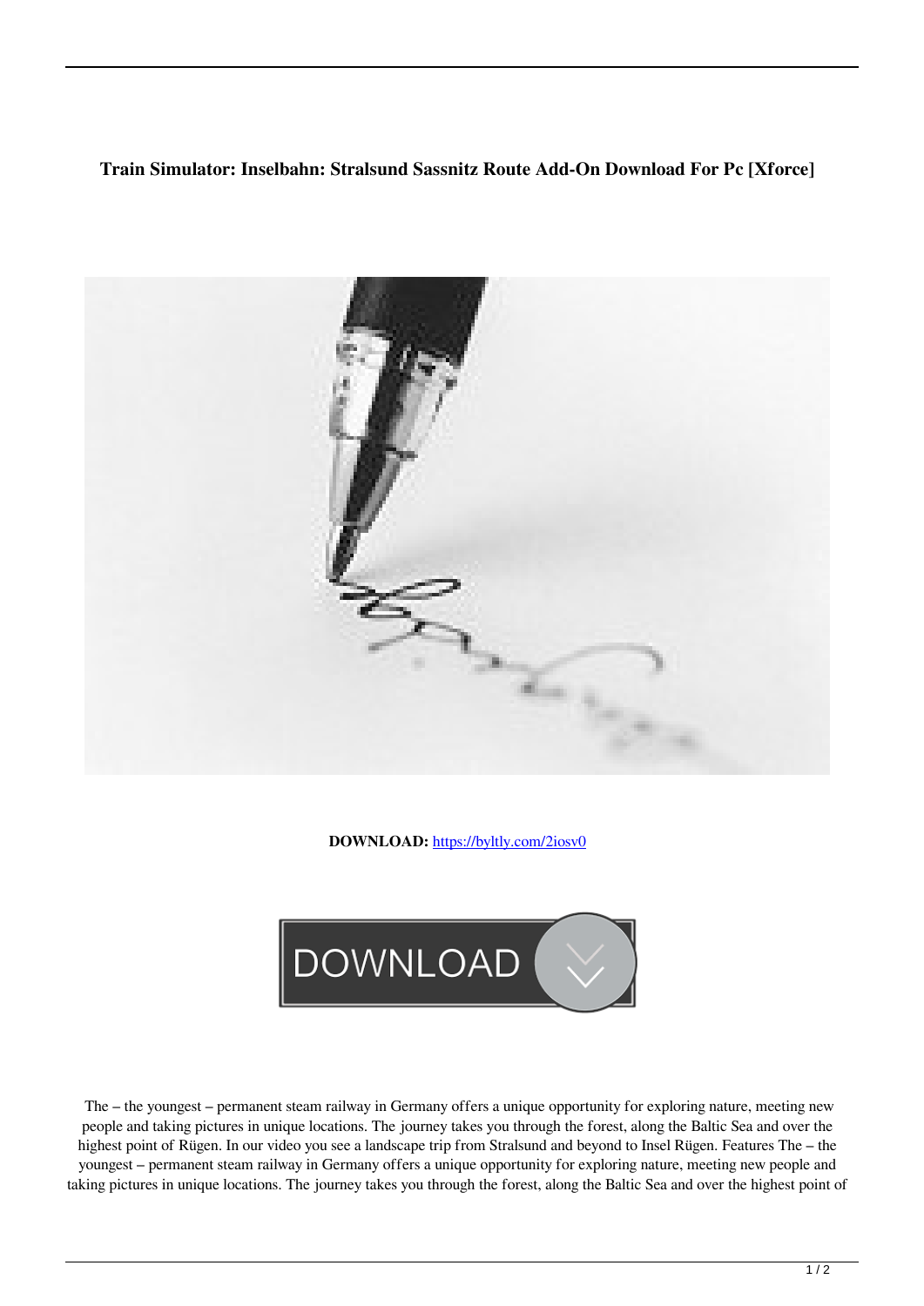**Train Simulator: Inselbahn: Stralsund Sassnitz Route Add-On Download For Pc [Xforce]**

**DOWNLOAD:** https://byltly.com/2iosv0

The – the youngest – permanent steam railway in Germany offers a unique opportunity for exploring nature, meeting new people and taking pictures in unique locations. The journey takes you through the forest, along the Baltic Sea and over the highest point of Rügen. In our video you see a landscape trip from Stralsund and beyond to Insel Rügen. Features The – the youngest – permanent steam railway in Germany offers a unique opportunity for exploring nature, meeting new people and taking pictures in unique locations. The journey takes you through the forest, along the Baltic Sea and over the highest point of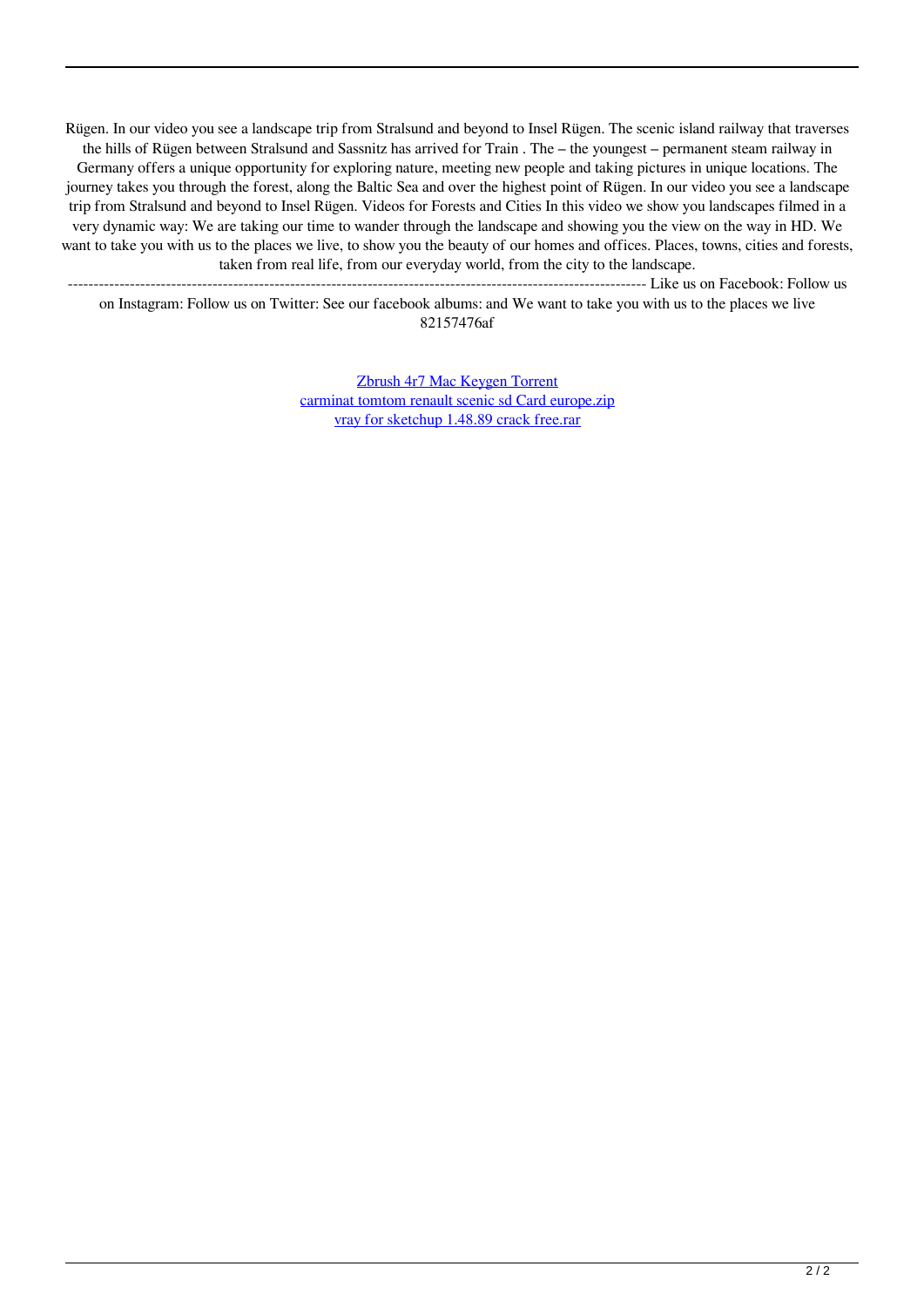Rügen. In our video you see a landscape trip from Stralsund and beyond to Insel Rügen. The scenic island railway that traverses the hills of Rügen between Stralsund and Sassnitz has arrived for Train . The – the youngest – permanent steam railway in Germany offers a unique opportunity for exploring nature, meeting new people and taking pictures in unique locations. The journey takes you through the forest, along the Baltic Sea and over the highest point of Rügen. In our video you see a landscape trip from Stralsund and beyond to Insel Rügen. Videos for Forests and Cities In this video we show you landscapes filmed in a very dynamic way: We are taking our time to wander through the landscape and showing you the view on the way in HD. We want to take you with us to the places we live, to show you the beauty of our homes and offices. Places, towns, cities and forests, taken from real life, from our everyday world, from the city to the landscape. ------------------------------------------------------------------------------------------------------------ Like us on Facebook: Follow us on Instagram: Follow us on Twitter: See our facebook albums: and We want to take you with us to the places we live 82157476af

Zbrush 4r7 Mac Keygen Torrent
carminat tomtom renault scenic sd Card europe.zip
vray for sketchup 1.48.89 crack free.rar